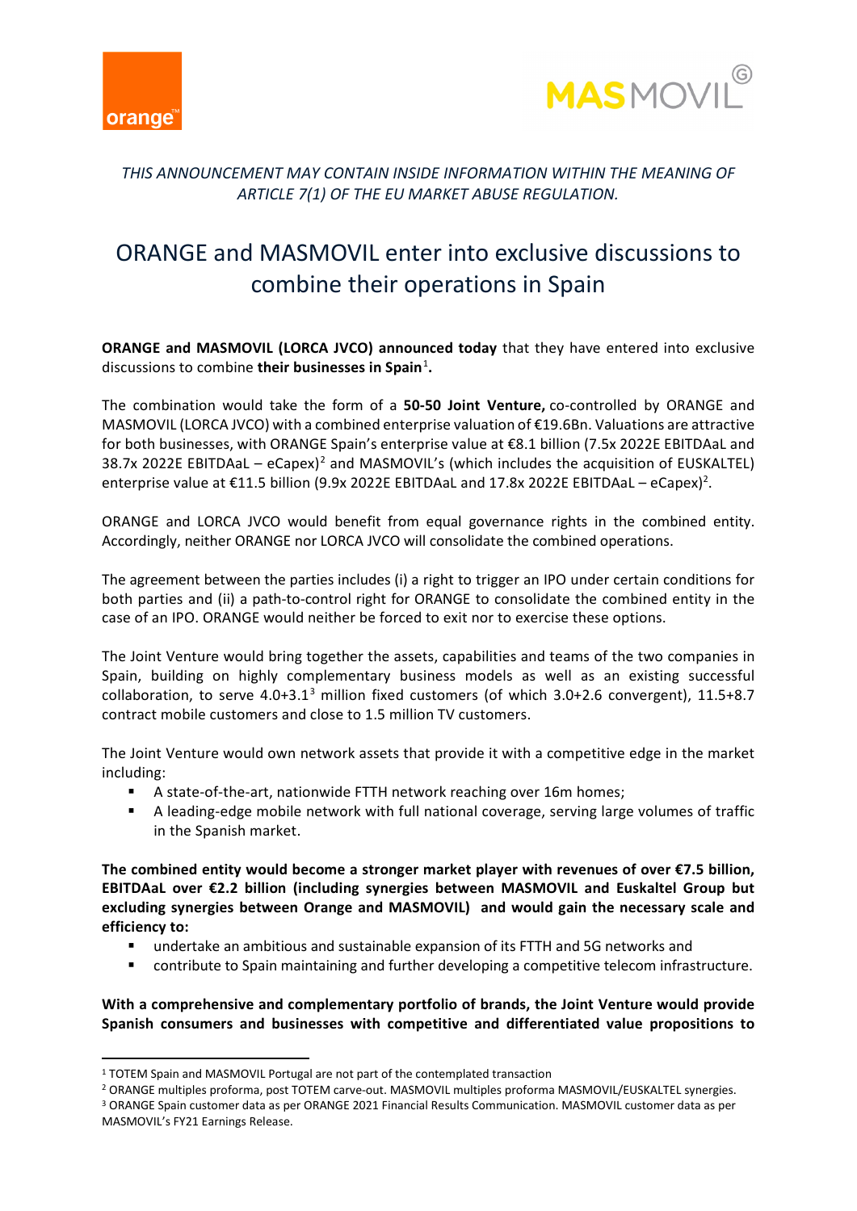*THIS ANNOUNCEMENT MAY CONTAIN INSIDE INFORMATION WITHIN THE MEANING OF ARTICLE 7(1) OF THE EU MARKET ABUSE REGULATION.*

# ORANGE and MASMOVIL enter into exclusive discussions to combine their operations in Spain

**ORANGE and MASMOVIL (LORCA JVCO) announced today** that they have entered into exclusive discussions to combine **their businesses in Spain**[1]**.**

The combination would take the form of a **50-50 Joint Venture,** co-controlled by ORANGE and MASMOVIL (LORCA JVCO) with a combined enterprise valuation of €19.6Bn. Valuations are attractive for both businesses, with ORANGE Spain's enterprise value at €8.1 billion (7.5x 2022E EBITDAaL and 38.7x 2022E EBITDAaL – eCapex)[2] and MASMOVIL's (which includes the acquisition of EUSKALTEL) enterprise value at €11.5 billion (9.9x 2022E EBITDAaL and 17.8x 2022E EBITDAaL – eCapex)[2].

ORANGE and LORCA JVCO would benefit from equal governance rights in the combined entity. Accordingly, neither ORANGE nor LORCA JVCO will consolidate the combined operations.

The agreement between the parties includes (i) a right to trigger an IPO under certain conditions for both parties and (ii) a path-to-control right for ORANGE to consolidate the combined entity in the case of an IPO. ORANGE would neither be forced to exit nor to exercise these options.

The Joint Venture would bring together the assets, capabilities and teams of the two companies in Spain, building on highly complementary business models as well as an existing successful collaboration, to serve 4.0+3.1[3] million fixed customers (of which 3.0+2.6 convergent), 11.5+8.7 contract mobile customers and close to 1.5 million TV customers.

The Joint Venture would own network assets that provide it with a competitive edge in the market including:

- A state-of-the-art, nationwide FTTH network reaching over 16m homes;
- A leading-edge mobile network with full national coverage, serving large volumes of traffic in the Spanish market.

**The combined entity would become a stronger market player with revenues of over €7.5 billion, EBITDAaL over €2.2 billion (including synergies between MASMOVIL and Euskaltel Group but excluding synergies between Orange and MASMOVIL) and would gain the necessary scale and efficiency to:**

- undertake an ambitious and sustainable expansion of its FTTH and 5G networks and
- contribute to Spain maintaining and further developing a competitive telecom infrastructure.

**With a comprehensive and complementary portfolio of brands, the Joint Venture would provide Spanish consumers and businesses with competitive and differentiated value propositions to**

---

[1] TOTEM Spain and MASMOVIL Portugal are not part of the contemplated transaction

[2] ORANGE multiples proforma, post TOTEM carve-out. MASMOVIL multiples proforma MASMOVIL/EUSKALTEL synergies.

[3] ORANGE Spain customer data as per ORANGE 2021 Financial Results Communication. MASMOVIL customer data as per MASMOVIL's FY21 Earnings Release.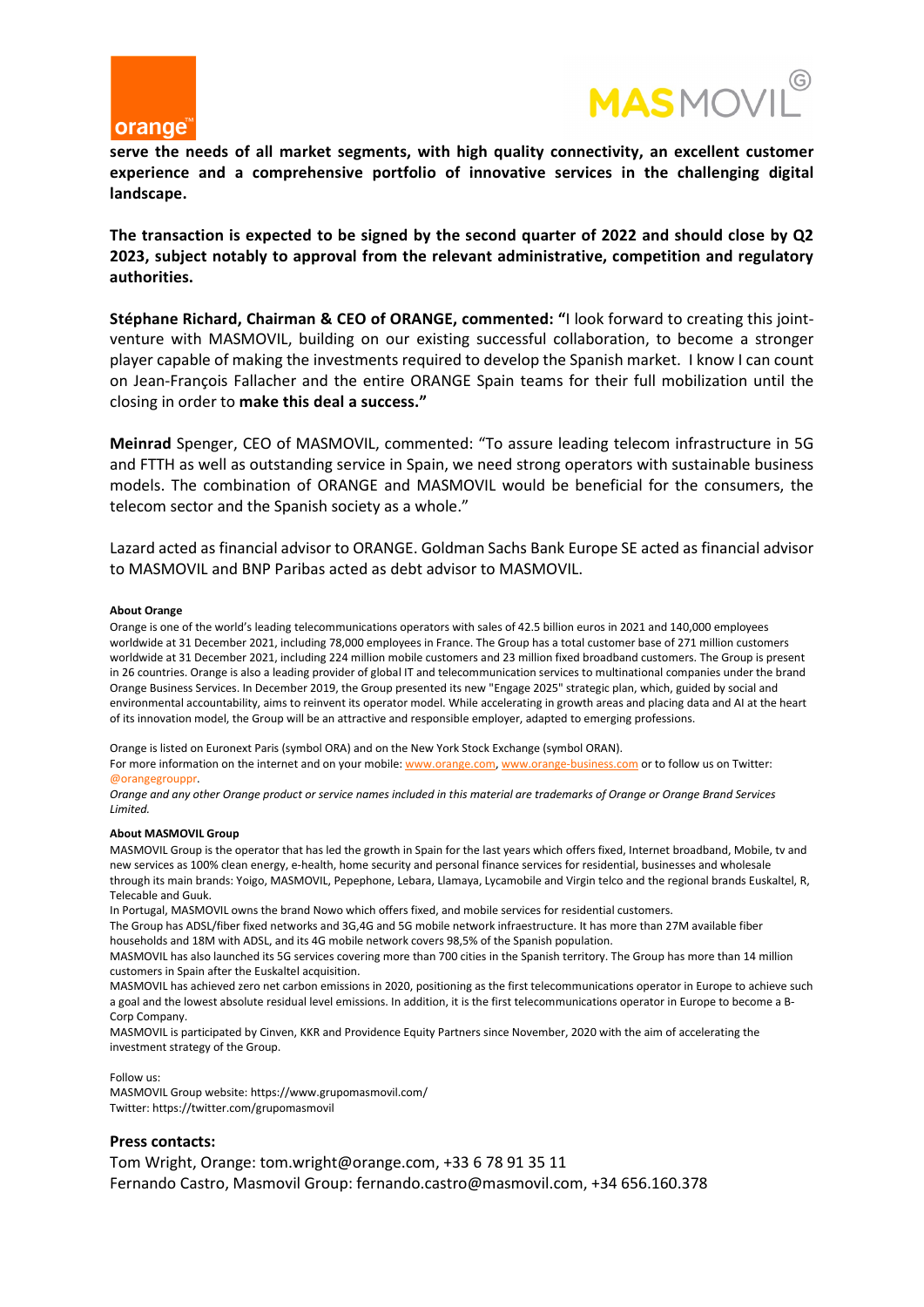**serve the needs of all market segments, with high quality connectivity, an excellent customer experience and a comprehensive portfolio of innovative services in the challenging digital landscape.**

**The transaction is expected to be signed by the second quarter of 2022 and should close by Q2 2023, subject notably to approval from the relevant administrative, competition and regulatory authorities.**

**Stéphane Richard, Chairman & CEO of ORANGE, commented: "**I look forward to creating this joint-venture with MASMOVIL, building on our existing successful collaboration, to become a stronger player capable of making the investments required to develop the Spanish market. I know I can count on Jean-François Fallacher and the entire ORANGE Spain teams for their full mobilization until the closing in order to **make this deal a success."**

**Meinrad** Spenger, CEO of MASMOVIL, commented: "To assure leading telecom infrastructure in 5G and FTTH as well as outstanding service in Spain, we need strong operators with sustainable business models. The combination of ORANGE and MASMOVIL would be beneficial for the consumers, the telecom sector and the Spanish society as a whole."

Lazard acted as financial advisor to ORANGE. Goldman Sachs Bank Europe SE acted as financial advisor to MASMOVIL and BNP Paribas acted as debt advisor to MASMOVIL.

**About Orange**

Orange is one of the world's leading telecommunications operators with sales of 42.5 billion euros in 2021 and 140,000 employees worldwide at 31 December 2021, including 78,000 employees in France. The Group has a total customer base of 271 million customers worldwide at 31 December 2021, including 224 million mobile customers and 23 million fixed broadband customers. The Group is present in 26 countries. Orange is also a leading provider of global IT and telecommunication services to multinational companies under the brand Orange Business Services. In December 2019, the Group presented its new "Engage 2025" strategic plan, which, guided by social and environmental accountability, aims to reinvent its operator model. While accelerating in growth areas and placing data and AI at the heart of its innovation model, the Group will be an attractive and responsible employer, adapted to emerging professions.

Orange is listed on Euronext Paris (symbol ORA) and on the New York Stock Exchange (symbol ORAN).
For more information on the internet and on your mobile: www.orange.com, www.orange-business.com or to follow us on Twitter: @orangegrouppr.

*Orange and any other Orange product or service names included in this material are trademarks of Orange or Orange Brand Services Limited.*

**About MASMOVIL Group**

MASMOVIL Group is the operator that has led the growth in Spain for the last years which offers fixed, Internet broadband, Mobile, tv and new services as 100% clean energy, e-health, home security and personal finance services for residential, businesses and wholesale through its main brands: Yoigo, MASMOVIL, Pepephone, Lebara, Llamaya, Lycamobile and Virgin telco and the regional brands Euskaltel, R, Telecable and Guuk.
In Portugal, MASMOVIL owns the brand Nowo which offers fixed, and mobile services for residential customers.
The Group has ADSL/fiber fixed networks and 3G,4G and 5G mobile network infraestructure. It has more than 27M available fiber households and 18M with ADSL, and its 4G mobile network covers 98,5% of the Spanish population.
MASMOVIL has also launched its 5G services covering more than 700 cities in the Spanish territory. The Group has more than 14 million customers in Spain after the Euskaltel acquisition.
MASMOVIL has achieved zero net carbon emissions in 2020, positioning as the first telecommunications operator in Europe to achieve such a goal and the lowest absolute residual level emissions. In addition, it is the first telecommunications operator in Europe to become a B-Corp Company.
MASMOVIL is participated by Cinven, KKR and Providence Equity Partners since November, 2020 with the aim of accelerating the investment strategy of the Group.

Follow us:
MASMOVIL Group website: https://www.grupomasmovil.com/
Twitter: https://twitter.com/grupomasmovil

**Press contacts:**

Tom Wright, Orange: tom.wright@orange.com, +33 6 78 91 35 11
Fernando Castro, Masmovil Group: fernando.castro@masmovil.com, +34 656.160.378